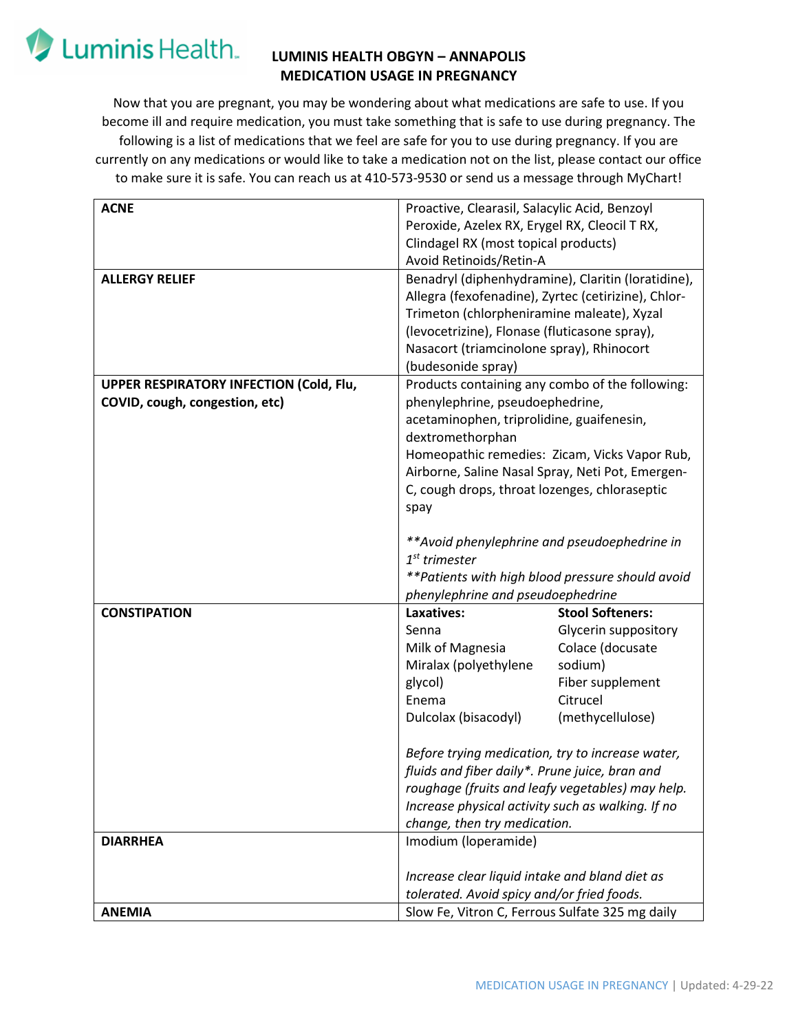# LUMINIS HEALTH OBGYN – ANNAPOLIS
## MEDICATION USAGE IN PREGNANCY

Now that you are pregnant, you may be wondering about what medications are safe to use. If you become ill and require medication, you must take something that is safe to use during pregnancy. The following is a list of medications that we feel are safe for you to use during pregnancy. If you are currently on any medications or would like to take a medication not on the list, please contact our office to make sure it is safe. You can reach us at 410-573-9530 or send us a message through MyChart!

| | |
|---|---|
| **ACNE** | Proactive, Clearasil, Salacylic Acid, Benzoyl Peroxide, Azelex RX, Erygel RX, Cleocil T RX, Clindagel RX (most topical products)<br>Avoid Retinoids/Retin-A |
| **ALLERGY RELIEF** | Benadryl (diphenhydramine), Claritin (loratidine), Allegra (fexofenadine), Zyrtec (cetirizine), Chlor-Trimeton (chlorpheniramine maleate), Xyzal (levocetrizine), Flonase (fluticasone spray), Nasacort (triamcinolone spray), Rhinocort (budesonide spray) |
| **UPPER RESPIRATORY INFECTION (Cold, Flu, COVID, cough, congestion, etc)** | Products containing any combo of the following: phenylephrine, pseudoephedrine, acetaminophen, triprolidine, guaifenesin, dextromethorphan<br>Homeopathic remedies: Zicam, Vicks Vapor Rub, Airborne, Saline Nasal Spray, Neti Pot, Emergen-C, cough drops, throat lozenges, chloraseptic spray<br><br>*\*\*Avoid phenylephrine and pseudoephedrine in 1st trimester*<br>*\*\*Patients with high blood pressure should avoid phenylephrine and pseudoephedrine* |
| **CONSTIPATION** | **Laxatives:** Senna, Milk of Magnesia, Miralax (polyethylene glycol), Enema, Dulcolax (bisacodyl)<br>**Stool Softeners:** Glycerin suppository, Colace (docusate sodium), Fiber supplement, Citrucel (methycellulose)<br><br>*Before trying medication, try to increase water, fluids and fiber daily\*. Prune juice, bran and roughage (fruits and leafy vegetables) may help. Increase physical activity such as walking. If no change, then try medication.* |
| **DIARRHEA** | Imodium (loperamide)<br><br>*Increase clear liquid intake and bland diet as tolerated. Avoid spicy and/or fried foods.* |
| **ANEMIA** | Slow Fe, Vitron C, Ferrous Sulfate 325 mg daily |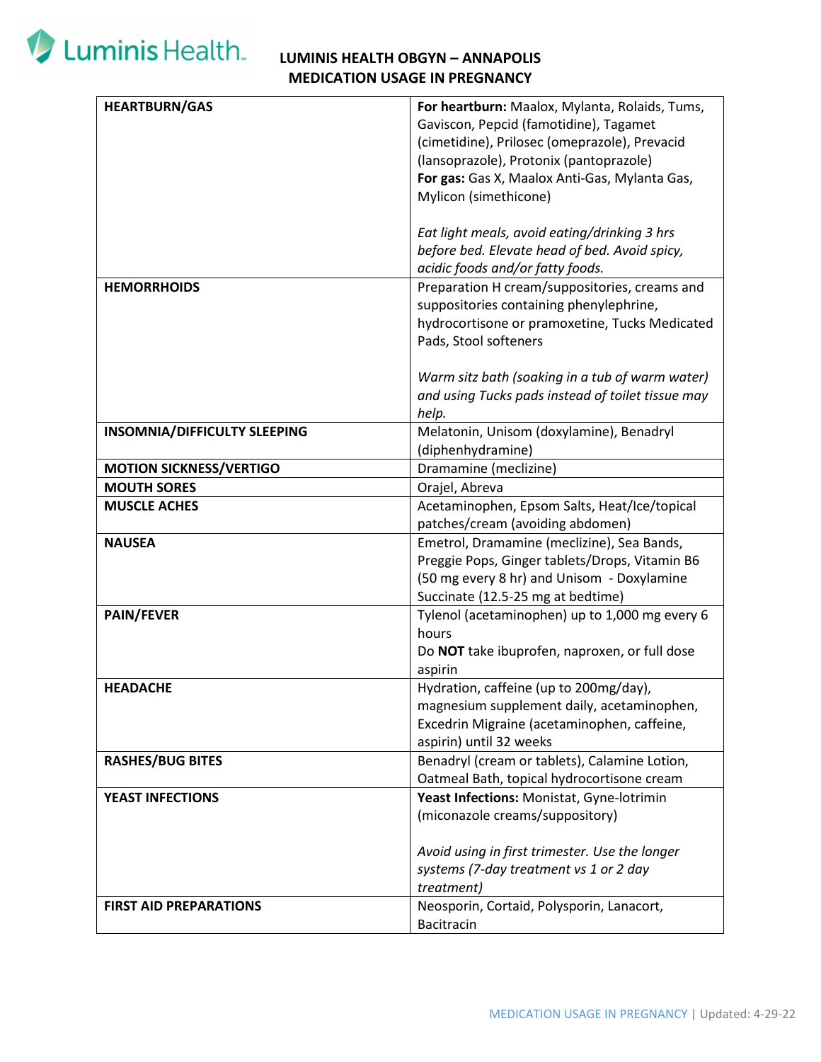| | |
|---|---|
| **HEARTBURN/GAS** | **For heartburn:** Maalox, Mylanta, Rolaids, Tums, Gaviscon, Pepcid (famotidine), Tagamet (cimetidine), Prilosec (omeprazole), Prevacid (lansoprazole), Protonix (pantoprazole)<br>**For gas:** Gas X, Maalox Anti-Gas, Mylanta Gas, Mylicon (simethicone)<br><br>*Eat light meals, avoid eating/drinking 3 hrs before bed. Elevate head of bed. Avoid spicy, acidic foods and/or fatty foods.* |
| **HEMORRHOIDS** | Preparation H cream/suppositories, creams and suppositories containing phenylephrine, hydrocortisone or pramoxetine, Tucks Medicated Pads, Stool softeners<br><br>*Warm sitz bath (soaking in a tub of warm water) and using Tucks pads instead of toilet tissue may help.* |
| **INSOMNIA/DIFFICULTY SLEEPING** | Melatonin, Unisom (doxylamine), Benadryl (diphenhydramine) |
| **MOTION SICKNESS/VERTIGO** | Dramamine (meclizine) |
| **MOUTH SORES** | Orajel, Abreva |
| **MUSCLE ACHES** | Acetaminophen, Epsom Salts, Heat/Ice/topical patches/cream (avoiding abdomen) |
| **NAUSEA** | Emetrol, Dramamine (meclizine), Sea Bands, Preggie Pops, Ginger tablets/Drops, Vitamin B6 (50 mg every 8 hr) and Unisom - Doxylamine Succinate (12.5-25 mg at bedtime) |
| **PAIN/FEVER** | Tylenol (acetaminophen) up to 1,000 mg every 6 hours<br>Do **NOT** take ibuprofen, naproxen, or full dose aspirin |
| **HEADACHE** | Hydration, caffeine (up to 200mg/day), magnesium supplement daily, acetaminophen, Excedrin Migraine (acetaminophen, caffeine, aspirin) until 32 weeks |
| **RASHES/BUG BITES** | Benadryl (cream or tablets), Calamine Lotion, Oatmeal Bath, topical hydrocortisone cream |
| **YEAST INFECTIONS** | **Yeast Infections:** Monistat, Gyne-lotrimin (miconazole creams/suppository)<br><br>*Avoid using in first trimester. Use the longer systems (7-day treatment vs 1 or 2 day treatment)* |
| **FIRST AID PREPARATIONS** | Neosporin, Cortaid, Polysporin, Lanacort, Bacitracin |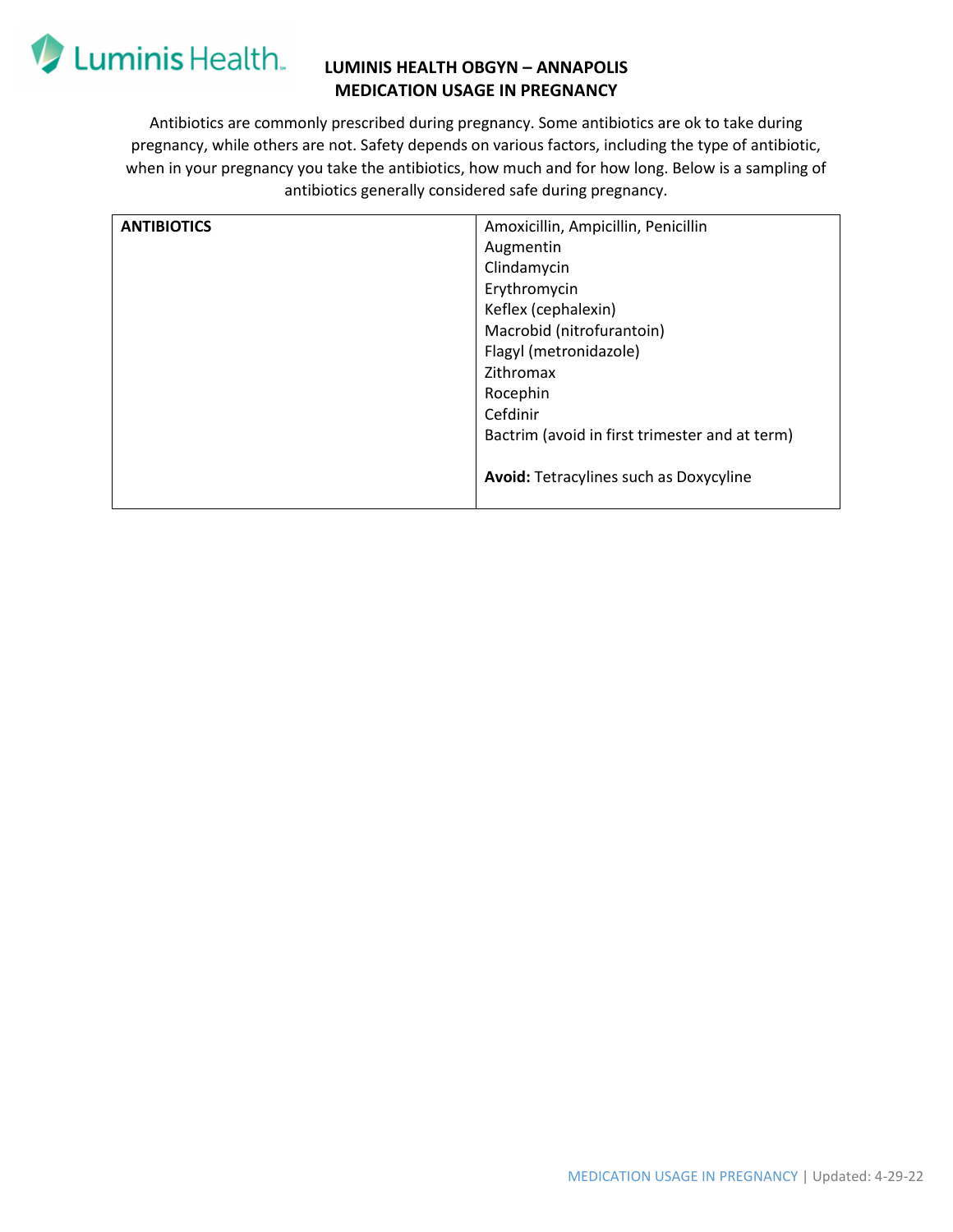# LUMINIS HEALTH OBGYN – ANNAPOLIS
## MEDICATION USAGE IN PREGNANCY

Antibiotics are commonly prescribed during pregnancy. Some antibiotics are ok to take during pregnancy, while others are not. Safety depends on various factors, including the type of antibiotic, when in your pregnancy you take the antibiotics, how much and for how long. Below is a sampling of antibiotics generally considered safe during pregnancy.

| | |
|---|---|
| **ANTIBIOTICS** | Amoxicillin, Ampicillin, Penicillin<br>Augmentin<br>Clindamycin<br>Erythromycin<br>Keflex (cephalexin)<br>Macrobid (nitrofurantoin)<br>Flagyl (metronidazole)<br>Zithromax<br>Rocephin<br>Cefdinir<br>Bactrim (avoid in first trimester and at term)<br><br>**Avoid:** Tetracylines such as Doxycyline |